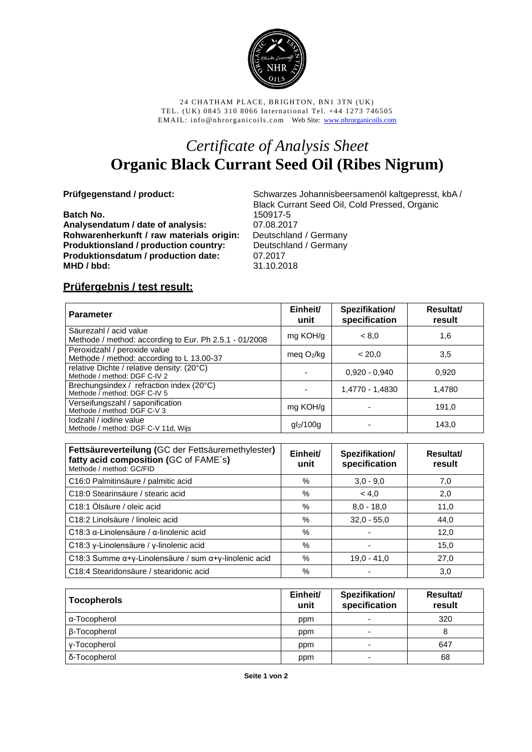24 CHATHAM PLACE, BRIGHTON, BN1 3TN (UK)
TEL. (UK) 0845 310 8066 International Tel. +44 1273 746505
EMAIL: info@nhrorganicoils.com Web Site: www.nhrorganicoils.com

# *Certificate of Analysis Sheet*
# Organic Black Currant Seed Oil (Ribes Nigrum)

**Prüfgegenstand / product:** Schwarzes Johannisbeersamenöl kaltgepresst, kbA / Black Currant Seed Oil, Cold Pressed, Organic
**Batch No.** 150917-5
**Analysendatum / date of analysis:** 07.08.2017
**Rohwarenherkunft / raw materials origin:** Deutschland / Germany
**Produktionsland / production country:** Deutschland / Germany
**Produktionsdatum / production date:** 07.2017
**MHD / bbd:** 31.10.2018

## Prüfergebnis / test result:

| Parameter | Einheit/ unit | Spezifikation/ specification | Resultat/ result |
|---|---|---|---|
| Säurezahl / acid value<br>Methode / method: according to Eur. Ph 2.5.1 - 01/2008 | mg KOH/g | < 8,0 | 1,6 |
| Peroxidzahl / peroxide value<br>Methode / method: according to L 13.00-37 | meq $O_2$/kg | < 20,0 | 3,5 |
| relative Dichte / relative density: (20°C)<br>Methode / method: DGF C-IV 2 | - | 0,920 - 0,940 | 0,920 |
| Brechungsindex / refraction index (20°C)<br>Methode / method: DGF C-IV 5 | - | 1,4770 - 1,4830 | 1,4780 |
| Verseifungszahl / saponification<br>Methode / method: DGF C-V 3 | mg KOH/g | - | 191,0 |
| Iodzahl / iodine value<br>Methode / method: DGF C-V 11d, Wijs | $gI_2$/100g | - | 143,0 |

| **Fettsäureverteilung (**GC der Fettsäuremethylester**)**<br>**fatty acid composition (**GC of FAME´s**)**<br>Methode / method: GC/FID | Einheit/ unit | Spezifikation/ specification | Resultat/ result |
|---|---|---|---|
| C16:0 Palmitinsäure / palmitic acid | % | 3,0 - 9,0 | 7,0 |
| C18:0 Stearinsäure / stearic acid | % | < 4,0 | 2,0 |
| C18:1 Ölsäure / oleic acid | % | 8,0 - 18,0 | 11,0 |
| C18:2 Linolsäure / linoleic acid | % | 32,0 - 55,0 | 44,0 |
| C18:3 α-Linolensäure / α-linolenic acid | % | - | 12,0 |
| C18:3 γ-Linolensäure / γ-linolenic acid | % | - | 15,0 |
| C18:3 Summe α+γ-Linolensäure / sum α+γ-linolenic acid | % | 19,0 - 41,0 | 27,0 |
| C18:4 Stearidonsäure / stearidonic acid | % | - | 3,0 |

| Tocopherols | Einheit/ unit | Spezifikation/ specification | Resultat/ result |
|---|---|---|---|
| α-Tocopherol | ppm | - | 320 |
| β-Tocopherol | ppm | - | 8 |
| γ-Tocopherol | ppm | - | 647 |
| δ-Tocopherol | ppm | - | 68 |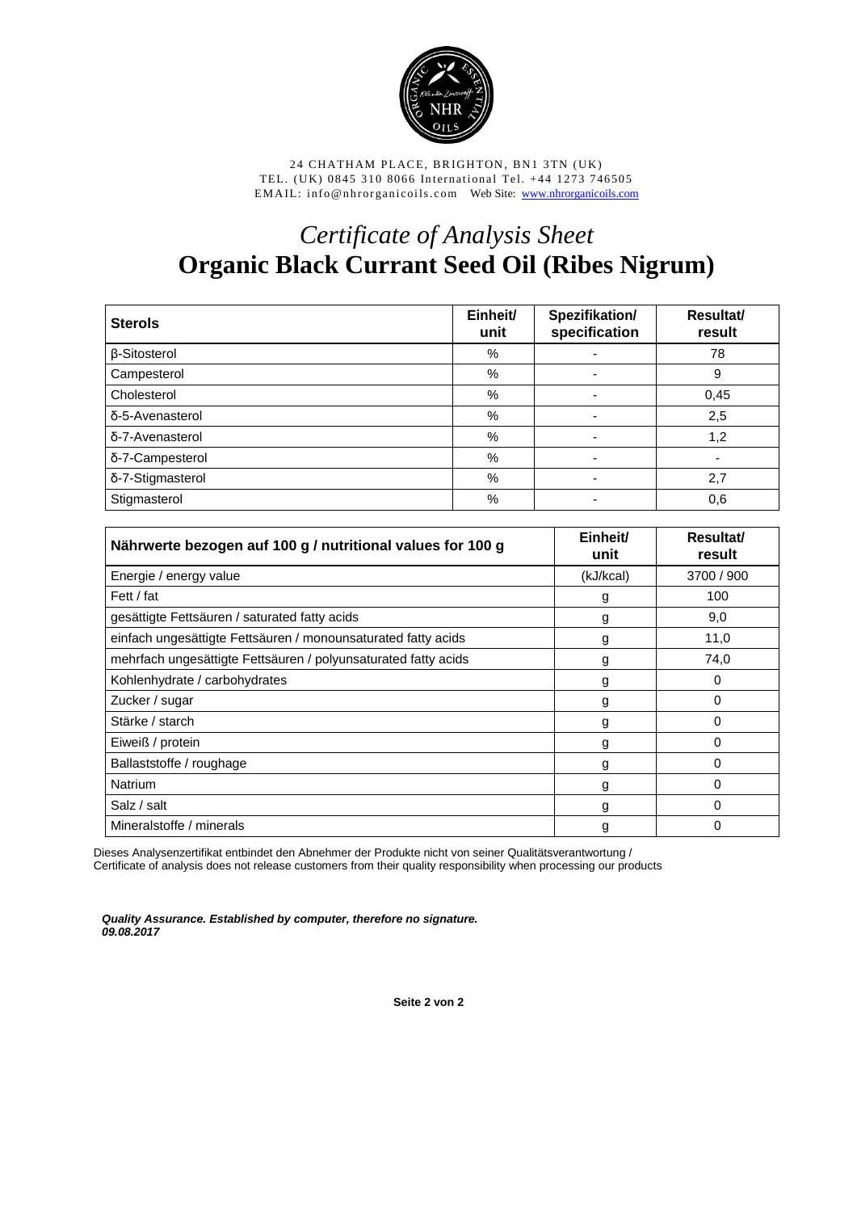24 CHATHAM PLACE, BRIGHTON, BN1 3TN (UK)
TEL. (UK) 0845 310 8066 International Tel. +44 1273 746505
EMAIL: info@nhrorganicoils.com Web Site: www.nhrorganicoils.com

# *Certificate of Analysis Sheet*
# Organic Black Currant Seed Oil (Ribes Nigrum)

| **Sterols** | **Einheit/ unit** | **Spezifikation/ specification** | **Resultat/ result** |
|---|---|---|---|
| β-Sitosterol | % | - | 78 |
| Campesterol | % | - | 9 |
| Cholesterol | % | - | 0,45 |
| δ-5-Avenasterol | % | - | 2,5 |
| δ-7-Avenasterol | % | - | 1,2 |
| δ-7-Campesterol | % | - | - |
| δ-7-Stigmasterol | % | - | 2,7 |
| Stigmasterol | % | - | 0,6 |

| **Nährwerte bezogen auf 100 g / nutritional values for 100 g** | **Einheit/ unit** | **Resultat/ result** |
|---|---|---|
| Energie / energy value | (kJ/kcal) | 3700 / 900 |
| Fett / fat | g | 100 |
| gesättigte Fettsäuren / saturated fatty acids | g | 9,0 |
| einfach ungesättigte Fettsäuren / monounsaturated fatty acids | g | 11,0 |
| mehrfach ungesättigte Fettsäuren / polyunsaturated fatty acids | g | 74,0 |
| Kohlenhydrate / carbohydrates | g | 0 |
| Zucker / sugar | g | 0 |
| Stärke / starch | g | 0 |
| Eiweiß / protein | g | 0 |
| Ballaststoffe / roughage | g | 0 |
| Natrium | g | 0 |
| Salz / salt | g | 0 |
| Mineralstoffe / minerals | g | 0 |

Dieses Analysenzertifikat entbindet den Abnehmer der Produkte nicht von seiner Qualitätsverantwortung /
Certificate of analysis does not release customers from their quality responsibility when processing our products

***Quality Assurance. Established by computer, therefore no signature.***
***09.08.2017***